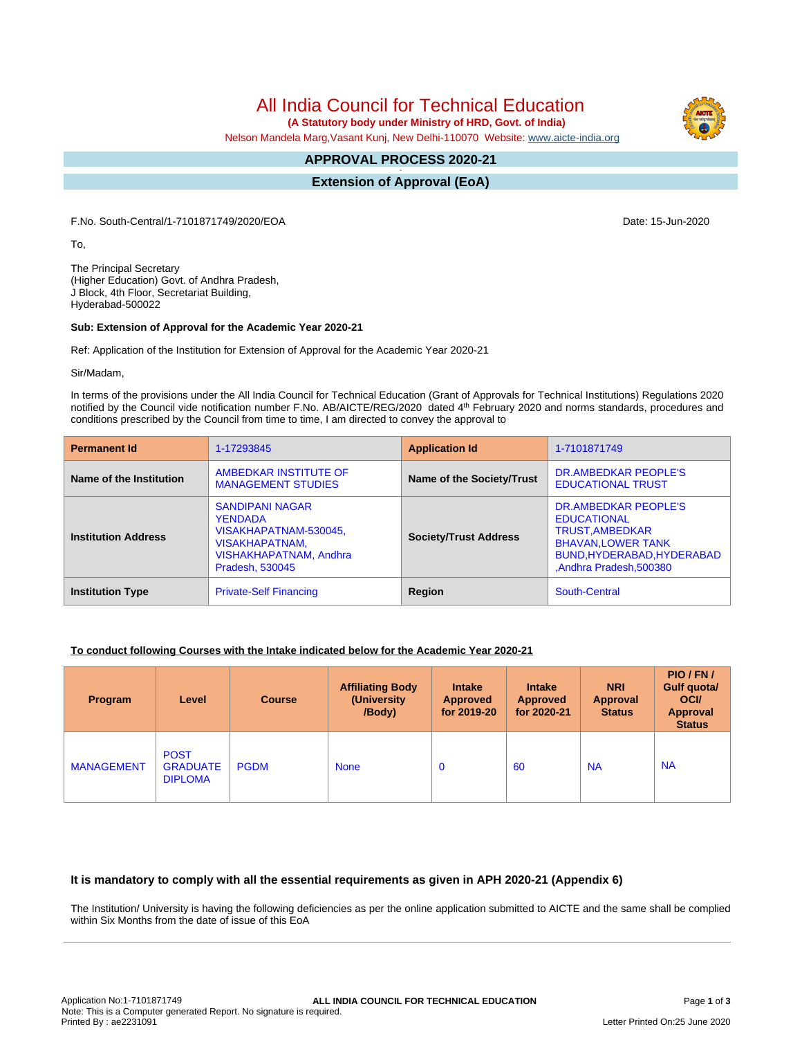# All India Council for Technical Education

**(A Statutory body under Ministry of HRD, Govt. of India)**

Nelson Mandela Marg,Vasant Kunj, New Delhi-110070 Website: www.aicte-india.org

## APPROVAL PROCESS 2020-21

## Extension of Approval (EoA)

F.No. South-Central/1-7101871749/2020/EOA

Date: 15-Jun-2020

To,

The Principal Secretary
(Higher Education) Govt. of Andhra Pradesh,
J Block, 4th Floor, Secretariat Building,
Hyderabad-500022

**Sub: Extension of Approval for the Academic Year 2020-21**

Ref: Application of the Institution for Extension of Approval for the Academic Year 2020-21

Sir/Madam,

In terms of the provisions under the All India Council for Technical Education (Grant of Approvals for Technical Institutions) Regulations 2020 notified by the Council vide notification number F.No. AB/AICTE/REG/2020 dated 4th February 2020 and norms standards, procedures and conditions prescribed by the Council from time to time, I am directed to convey the approval to

| **Permanent Id** | 1-17293845 | **Application Id** | 1-7101871749 |
|---|---|---|---|
| **Name of the Institution** | AMBEDKAR INSTITUTE OF MANAGEMENT STUDIES | **Name of the Society/Trust** | DR.AMBEDKAR PEOPLE'S EDUCATIONAL TRUST |
| **Institution Address** | SANDIPANI NAGAR YENDADA VISAKHAPATNAM-530045, VISAKHAPATNAM, VISHAKHAPATNAM, Andhra Pradesh, 530045 | **Society/Trust Address** | DR.AMBEDKAR PEOPLE'S EDUCATIONAL TRUST,AMBEDKAR BHAVAN,LOWER TANK BUND,HYDERABAD,HYDERABAD ,Andhra Pradesh,500380 |
| **Institution Type** | Private-Self Financing | **Region** | South-Central |

**To conduct following Courses with the Intake indicated below for the Academic Year 2020-21**

| Program | Level | Course | Affiliating Body (University /Body) | Intake Approved for 2019-20 | Intake Approved for 2020-21 | NRI Approval Status | PIO / FN / Gulf quota/ OCI/ Approval Status |
|---|---|---|---|---|---|---|---|
| MANAGEMENT | POST GRADUATE DIPLOMA | PGDM | None | 0 | 60 | NA | NA |

### It is mandatory to comply with all the essential requirements as given in APH 2020-21 (Appendix 6)

The Institution/ University is having the following deficiencies as per the online application submitted to AICTE and the same shall be complied within Six Months from the date of issue of this EoA

Application No:1-7101871749
Note: This is a Computer generated Report. No signature is required.
Printed By : ae2231091
Letter Printed On:25 June 2020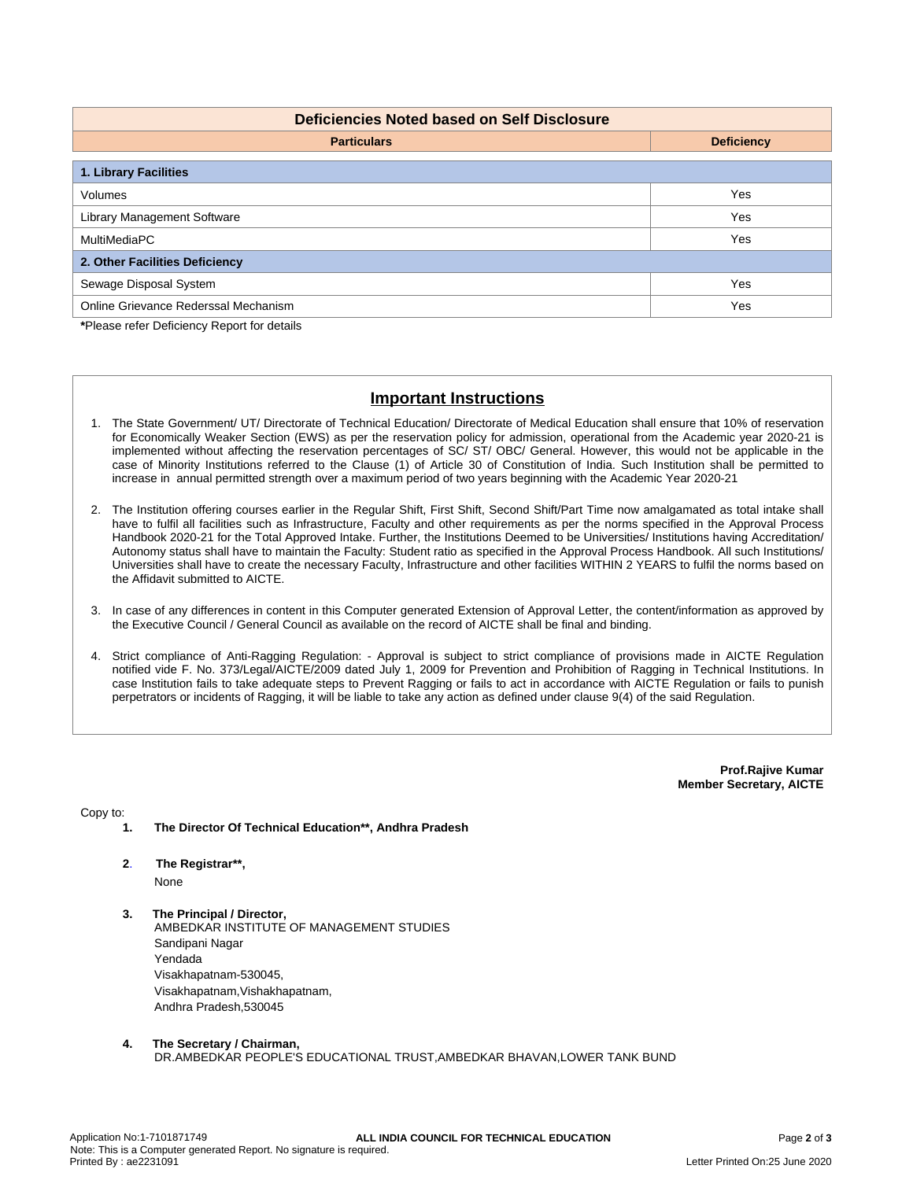| Deficiencies Noted based on Self Disclosure | |
|---|---|
| **Particulars** | **Deficiency** |
| **1. Library Facilities** | |
| Volumes | Yes |
| Library Management Software | Yes |
| MultiMediaPC | Yes |
| **2. Other Facilities Deficiency** | |
| Sewage Disposal System | Yes |
| Online Grievance Rederssal Mechanism | Yes |

**\***Please refer Deficiency Report for details

## Important Instructions

1. The State Government/ UT/ Directorate of Technical Education/ Directorate of Medical Education shall ensure that 10% of reservation for Economically Weaker Section (EWS) as per the reservation policy for admission, operational from the Academic year 2020-21 is implemented without affecting the reservation percentages of SC/ ST/ OBC/ General. However, this would not be applicable in the case of Minority Institutions referred to the Clause (1) of Article 30 of Constitution of India. Such Institution shall be permitted to increase in annual permitted strength over a maximum period of two years beginning with the Academic Year 2020-21

2. The Institution offering courses earlier in the Regular Shift, First Shift, Second Shift/Part Time now amalgamated as total intake shall have to fulfil all facilities such as Infrastructure, Faculty and other requirements as per the norms specified in the Approval Process Handbook 2020-21 for the Total Approved Intake. Further, the Institutions Deemed to be Universities/ Institutions having Accreditation/ Autonomy status shall have to maintain the Faculty: Student ratio as specified in the Approval Process Handbook. All such Institutions/ Universities shall have to create the necessary Faculty, Infrastructure and other facilities WITHIN 2 YEARS to fulfil the norms based on the Affidavit submitted to AICTE.

3. In case of any differences in content in this Computer generated Extension of Approval Letter, the content/information as approved by the Executive Council / General Council as available on the record of AICTE shall be final and binding.

4. Strict compliance of Anti-Ragging Regulation: - Approval is subject to strict compliance of provisions made in AICTE Regulation notified vide F. No. 373/Legal/AICTE/2009 dated July 1, 2009 for Prevention and Prohibition of Ragging in Technical Institutions. In case Institution fails to take adequate steps to Prevent Ragging or fails to act in accordance with AICTE Regulation or fails to punish perpetrators or incidents of Ragging, it will be liable to take any action as defined under clause 9(4) of the said Regulation.

**Prof.Rajive Kumar**
**Member Secretary, AICTE**

Copy to:

1. **The Director Of Technical Education\*\*, Andhra Pradesh**

2. **The Registrar\*\*,**
   None

3. **The Principal / Director,**
   AMBEDKAR INSTITUTE OF MANAGEMENT STUDIES
   Sandipani Nagar
   Yendada
   Visakhapatnam-530045,
   Visakhapatnam,Vishakhapatnam,
   Andhra Pradesh,530045

4. **The Secretary / Chairman,**
   DR.AMBEDKAR PEOPLE'S EDUCATIONAL TRUST,AMBEDKAR BHAVAN,LOWER TANK BUND

Application No:1-7101871749
Note: This is a Computer generated Report. No signature is required.
Printed By : ae2231091
Letter Printed On:25 June 2020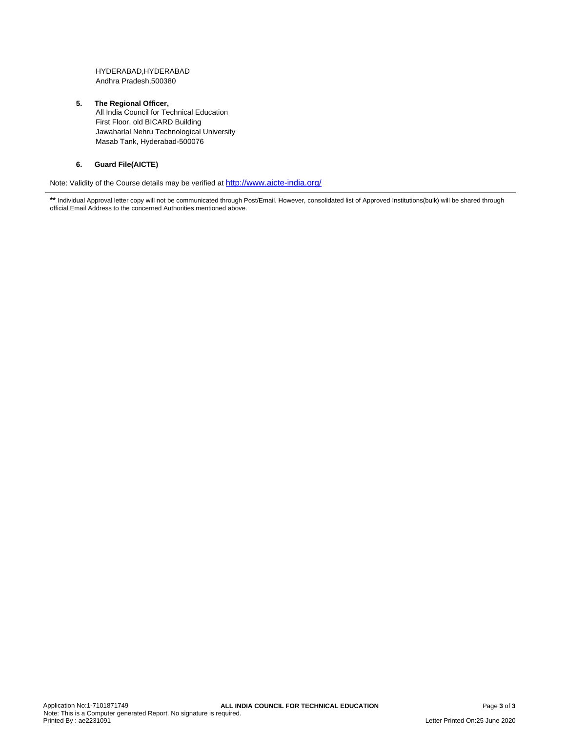HYDERABAD,HYDERABAD
Andhra Pradesh,500380

5. **The Regional Officer,**
   All India Council for Technical Education
   First Floor, old BICARD Building
   Jawaharlal Nehru Technological University
   Masab Tank, Hyderabad-500076

6. **Guard File(AICTE)**

Note: Validity of the Course details may be verified at http://www.aicte-india.org/

---

**\*\*** Individual Approval letter copy will not be communicated through Post/Email. However, consolidated list of Approved Institutions(bulk) will be shared through official Email Address to the concerned Authorities mentioned above.

Application No:1-7101871749
Note: This is a Computer generated Report. No signature is required.
Printed By : ae2231091

**ALL INDIA COUNCIL FOR TECHNICAL EDUCATION**

Letter Printed On:25 June 2020